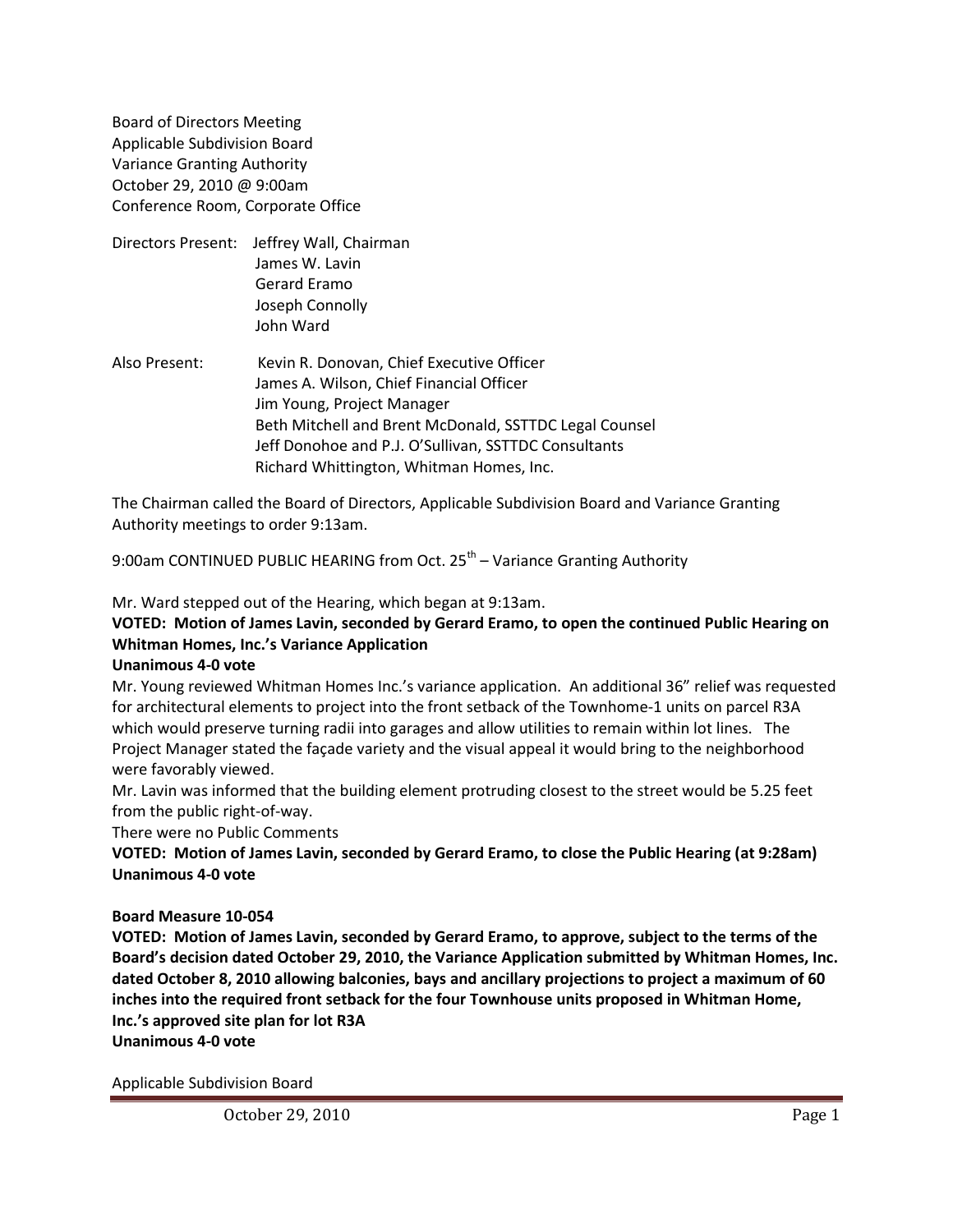Board of Directors Meeting
Applicable Subdivision Board
Variance Granting Authority
October 29, 2010 @ 9:00am
Conference Room, Corporate Office

Directors Present: Jeffrey Wall, Chairman
James W. Lavin
Gerard Eramo
Joseph Connolly
John Ward

Also Present: Kevin R. Donovan, Chief Executive Officer
James A. Wilson, Chief Financial Officer
Jim Young, Project Manager
Beth Mitchell and Brent McDonald, SSTTDC Legal Counsel
Jeff Donohoe and P.J. O'Sullivan, SSTTDC Consultants
Richard Whittington, Whitman Homes, Inc.

The Chairman called the Board of Directors, Applicable Subdivision Board and Variance Granting Authority meetings to order 9:13am.

9:00am CONTINUED PUBLIC HEARING from Oct. 25th – Variance Granting Authority

Mr. Ward stepped out of the Hearing, which began at 9:13am.

**VOTED: Motion of James Lavin, seconded by Gerard Eramo, to open the continued Public Hearing on Whitman Homes, Inc.'s Variance Application**
**Unanimous 4-0 vote**

Mr. Young reviewed Whitman Homes Inc.'s variance application. An additional 36" relief was requested for architectural elements to project into the front setback of the Townhome-1 units on parcel R3A which would preserve turning radii into garages and allow utilities to remain within lot lines. The Project Manager stated the façade variety and the visual appeal it would bring to the neighborhood were favorably viewed.

Mr. Lavin was informed that the building element protruding closest to the street would be 5.25 feet from the public right-of-way.

There were no Public Comments

**VOTED: Motion of James Lavin, seconded by Gerard Eramo, to close the Public Hearing (at 9:28am)**
**Unanimous 4-0 vote**

**Board Measure 10-054**

**VOTED: Motion of James Lavin, seconded by Gerard Eramo, to approve, subject to the terms of the Board's decision dated October 29, 2010, the Variance Application submitted by Whitman Homes, Inc. dated October 8, 2010 allowing balconies, bays and ancillary projections to project a maximum of 60 inches into the required front setback for the four Townhouse units proposed in Whitman Home, Inc.'s approved site plan for lot R3A**
**Unanimous 4-0 vote**

Applicable Subdivision Board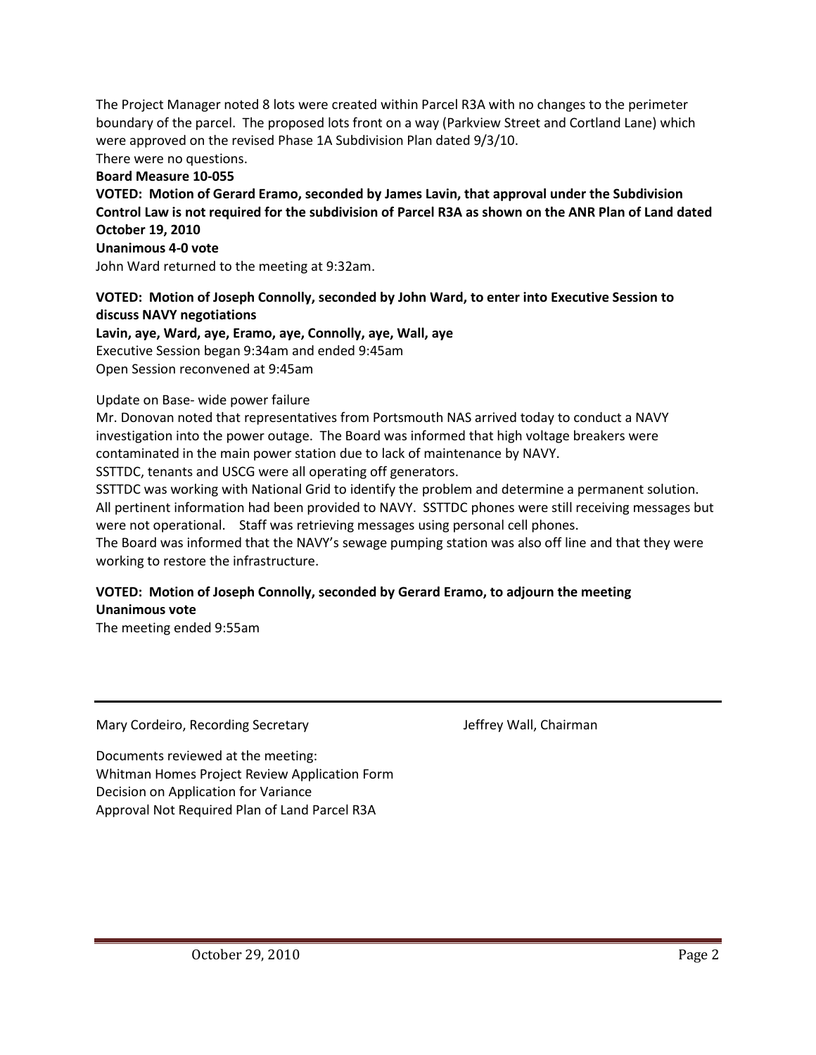The Project Manager noted 8 lots were created within Parcel R3A with no changes to the perimeter boundary of the parcel. The proposed lots front on a way (Parkview Street and Cortland Lane) which were approved on the revised Phase 1A Subdivision Plan dated 9/3/10.

There were no questions.

**Board Measure 10-055**

**VOTED: Motion of Gerard Eramo, seconded by James Lavin, that approval under the Subdivision Control Law is not required for the subdivision of Parcel R3A as shown on the ANR Plan of Land dated October 19, 2010**

**Unanimous 4-0 vote**

John Ward returned to the meeting at 9:32am.

**VOTED: Motion of Joseph Connolly, seconded by John Ward, to enter into Executive Session to discuss NAVY negotiations**

**Lavin, aye, Ward, aye, Eramo, aye, Connolly, aye, Wall, aye**

Executive Session began 9:34am and ended 9:45am

Open Session reconvened at 9:45am

Update on Base- wide power failure

Mr. Donovan noted that representatives from Portsmouth NAS arrived today to conduct a NAVY investigation into the power outage. The Board was informed that high voltage breakers were contaminated in the main power station due to lack of maintenance by NAVY.

SSTTDC, tenants and USCG were all operating off generators.

SSTTDC was working with National Grid to identify the problem and determine a permanent solution. All pertinent information had been provided to NAVY. SSTTDC phones were still receiving messages but were not operational. Staff was retrieving messages using personal cell phones.

The Board was informed that the NAVY's sewage pumping station was also off line and that they were working to restore the infrastructure.

**VOTED: Motion of Joseph Connolly, seconded by Gerard Eramo, to adjourn the meeting**

**Unanimous vote**

The meeting ended 9:55am

---

Mary Cordeiro, Recording Secretary

Jeffrey Wall, Chairman

Documents reviewed at the meeting:

Whitman Homes Project Review Application Form

Decision on Application for Variance

Approval Not Required Plan of Land Parcel R3A